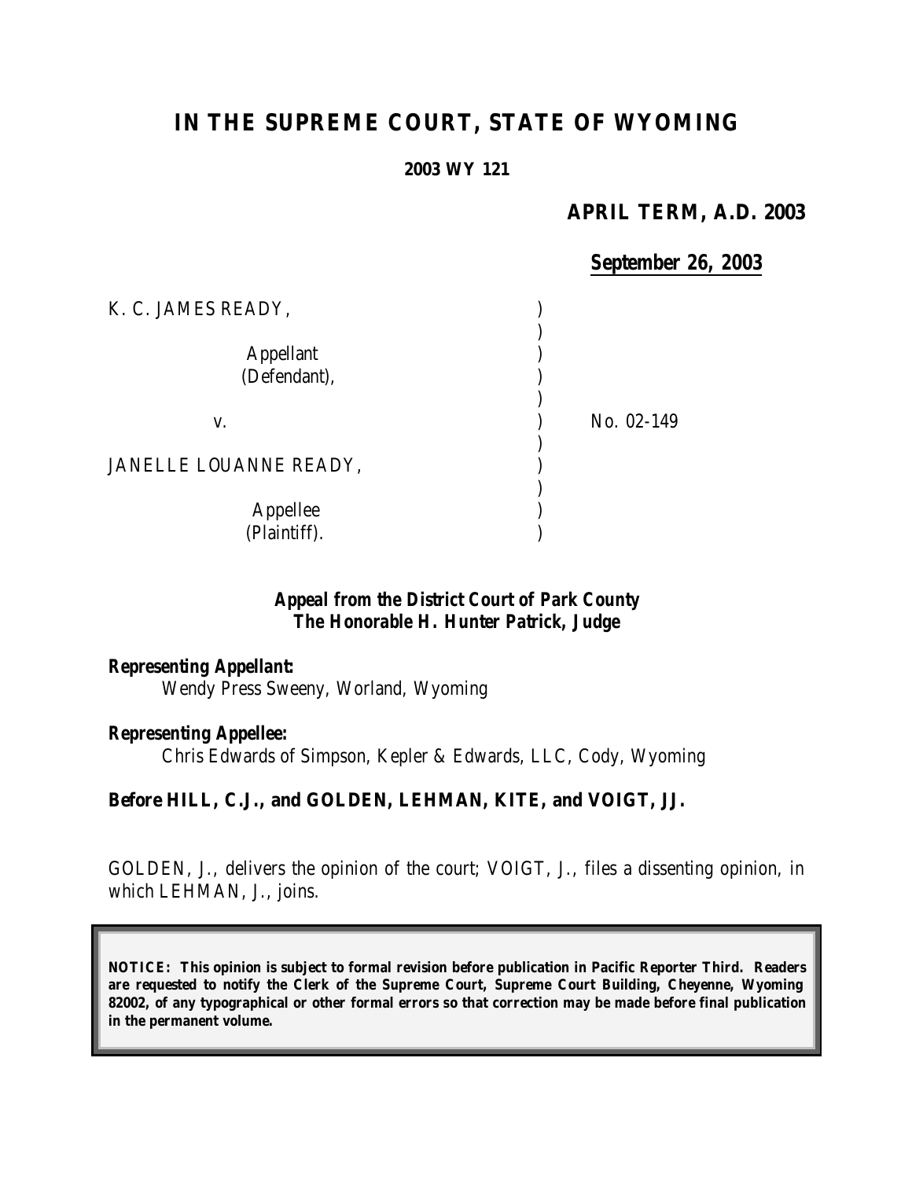# IN THE SUPREME COURT, STATE OF WYOMING

**2003 WY 121**

**APRIL TERM, A.D. 2003**

**September 26, 2003**

| | | |
|---|---|---|
| K. C. JAMES READY, | ) | |
| | ) | |
| Appellant | ) | |
| (Defendant), | ) | |
| | ) | |
| v. | ) | No. 02-149 |
| | ) | |
| JANELLE LOUANNE READY, | ) | |
| | ) | |
| Appellee | ) | |
| (Plaintiff). | ) | |

***Appeal from the District Court of Park County***
***The Honorable H. Hunter Patrick, Judge***

***Representing Appellant:***
Wendy Press Sweeny, Worland, Wyoming

***Representing Appellee:***
Chris Edwards of Simpson, Kepler & Edwards, LLC, Cody, Wyoming

**Before HILL, C.J., and GOLDEN, LEHMAN, KITE, and VOIGT, JJ.**

GOLDEN, J., delivers the opinion of the court; VOIGT, J., files a dissenting opinion, in which LEHMAN, J., joins.

**NOTICE: This opinion is subject to formal revision before publication in Pacific Reporter Third. Readers are requested to notify the Clerk of the Supreme Court, Supreme Court Building, Cheyenne, Wyoming 82002, of any typographical or other formal errors so that correction may be made before final publication in the permanent volume.**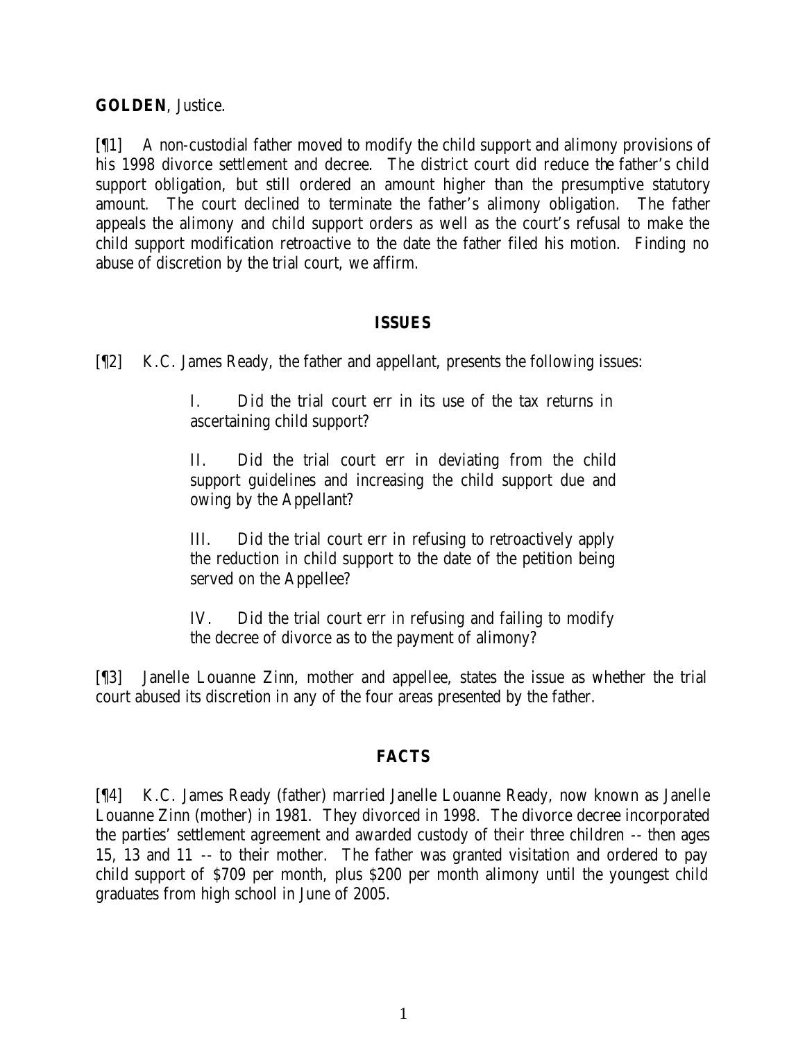**GOLDEN**, Justice.

[¶1] A non-custodial father moved to modify the child support and alimony provisions of his 1998 divorce settlement and decree. The district court did reduce the father's child support obligation, but still ordered an amount higher than the presumptive statutory amount. The court declined to terminate the father's alimony obligation. The father appeals the alimony and child support orders as well as the court's refusal to make the child support modification retroactive to the date the father filed his motion. Finding no abuse of discretion by the trial court, we affirm.

## ISSUES

[¶2] K.C. James Ready, the father and appellant, presents the following issues:

> I. Did the trial court err in its use of the tax returns in ascertaining child support?
>
> II. Did the trial court err in deviating from the child support guidelines and increasing the child support due and owing by the Appellant?
>
> III. Did the trial court err in refusing to retroactively apply the reduction in child support to the date of the petition being served on the Appellee?
>
> IV. Did the trial court err in refusing and failing to modify the decree of divorce as to the payment of alimony?

[¶3] Janelle Louanne Zinn, mother and appellee, states the issue as whether the trial court abused its discretion in any of the four areas presented by the father.

## FACTS

[¶4] K.C. James Ready (father) married Janelle Louanne Ready, now known as Janelle Louanne Zinn (mother) in 1981. They divorced in 1998. The divorce decree incorporated the parties' settlement agreement and awarded custody of their three children -- then ages 15, 13 and 11 -- to their mother. The father was granted visitation and ordered to pay child support of $709 per month, plus $200 per month alimony until the youngest child graduates from high school in June of 2005.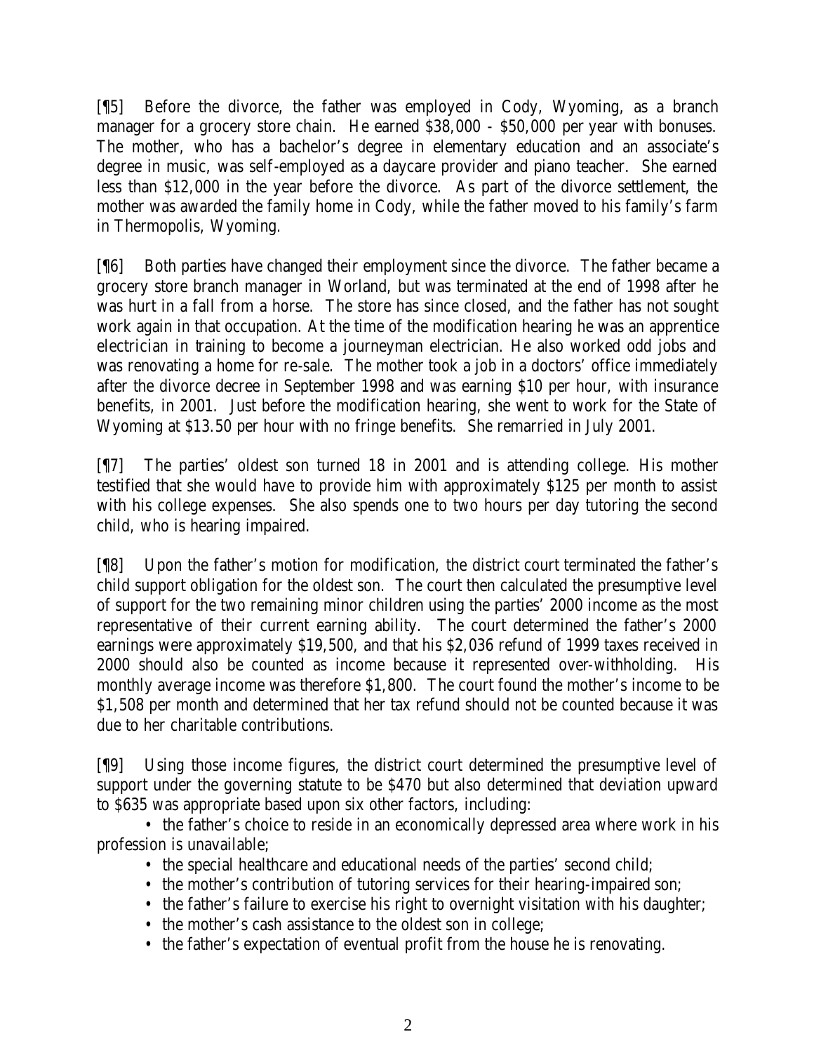[¶5] Before the divorce, the father was employed in Cody, Wyoming, as a branch manager for a grocery store chain. He earned $38,000 - $50,000 per year with bonuses. The mother, who has a bachelor's degree in elementary education and an associate's degree in music, was self-employed as a daycare provider and piano teacher. She earned less than $12,000 in the year before the divorce. As part of the divorce settlement, the mother was awarded the family home in Cody, while the father moved to his family's farm in Thermopolis, Wyoming.

[¶6] Both parties have changed their employment since the divorce. The father became a grocery store branch manager in Worland, but was terminated at the end of 1998 after he was hurt in a fall from a horse. The store has since closed, and the father has not sought work again in that occupation. At the time of the modification hearing he was an apprentice electrician in training to become a journeyman electrician. He also worked odd jobs and was renovating a home for re-sale. The mother took a job in a doctors' office immediately after the divorce decree in September 1998 and was earning $10 per hour, with insurance benefits, in 2001. Just before the modification hearing, she went to work for the State of Wyoming at $13.50 per hour with no fringe benefits. She remarried in July 2001.

[¶7] The parties' oldest son turned 18 in 2001 and is attending college. His mother testified that she would have to provide him with approximately $125 per month to assist with his college expenses. She also spends one to two hours per day tutoring the second child, who is hearing impaired.

[¶8] Upon the father's motion for modification, the district court terminated the father's child support obligation for the oldest son. The court then calculated the presumptive level of support for the two remaining minor children using the parties' 2000 income as the most representative of their current earning ability. The court determined the father's 2000 earnings were approximately $19,500, and that his $2,036 refund of 1999 taxes received in 2000 should also be counted as income because it represented over-withholding. His monthly average income was therefore $1,800. The court found the mother's income to be $1,508 per month and determined that her tax refund should not be counted because it was due to her charitable contributions.

[¶9] Using those income figures, the district court determined the presumptive level of support under the governing statute to be $470 but also determined that deviation upward to $635 was appropriate based upon six other factors, including:

- the father's choice to reside in an economically depressed area where work in his profession is unavailable;
- the special healthcare and educational needs of the parties' second child;
- the mother's contribution of tutoring services for their hearing-impaired son;
- the father's failure to exercise his right to overnight visitation with his daughter;
- the mother's cash assistance to the oldest son in college;
- the father's expectation of eventual profit from the house he is renovating.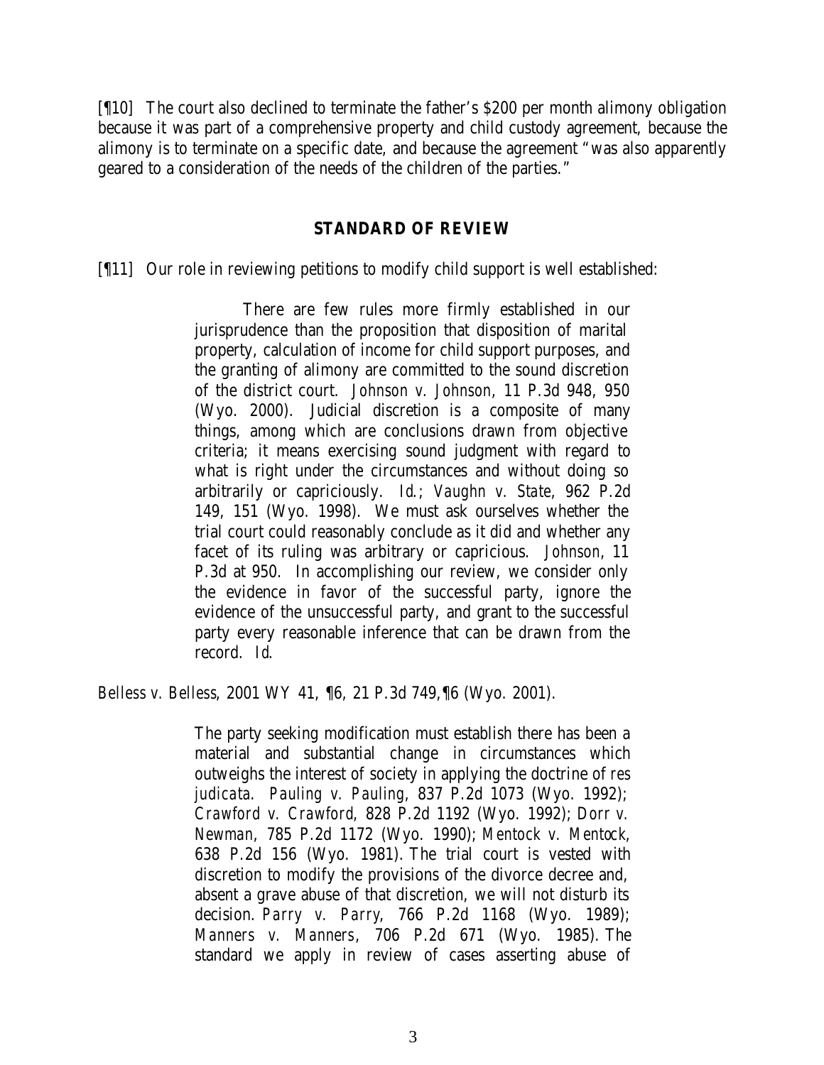[¶10] The court also declined to terminate the father's $200 per month alimony obligation because it was part of a comprehensive property and child custody agreement, because the alimony is to terminate on a specific date, and because the agreement "was also apparently geared to a consideration of the needs of the children of the parties."

## STANDARD OF REVIEW

[¶11] Our role in reviewing petitions to modify child support is well established:

> There are few rules more firmly established in our jurisprudence than the proposition that disposition of marital property, calculation of income for child support purposes, and the granting of alimony are committed to the sound discretion of the district court. *Johnson v. Johnson*, 11 P.3d 948, 950 (Wyo. 2000). Judicial discretion is a composite of many things, among which are conclusions drawn from objective criteria; it means exercising sound judgment with regard to what is right under the circumstances and without doing so arbitrarily or capriciously. *Id.*; *Vaughn v. State*, 962 P.2d 149, 151 (Wyo. 1998). We must ask ourselves whether the trial court could reasonably conclude as it did and whether any facet of its ruling was arbitrary or capricious. *Johnson*, 11 P.3d at 950. In accomplishing our review, we consider only the evidence in favor of the successful party, ignore the evidence of the unsuccessful party, and grant to the successful party every reasonable inference that can be drawn from the record. *Id*.

*Belless v. Belless*, 2001 WY 41, ¶6, 21 P.3d 749,¶6 (Wyo. 2001).

> The party seeking modification must establish there has been a material and substantial change in circumstances which outweighs the interest of society in applying the doctrine of *res judicata*. *Pauling v. Pauling*, 837 P.2d 1073 (Wyo. 1992); *Crawford v. Crawford*, 828 P.2d 1192 (Wyo. 1992); *Dorr v. Newman*, 785 P.2d 1172 (Wyo. 1990); *Mentock v. Mentock*, 638 P.2d 156 (Wyo. 1981). The trial court is vested with discretion to modify the provisions of the divorce decree and, absent a grave abuse of that discretion, we will not disturb its decision. *Parry v. Parry*, 766 P.2d 1168 (Wyo. 1989); *Manners v. Manners*, 706 P.2d 671 (Wyo. 1985). The standard we apply in review of cases asserting abuse of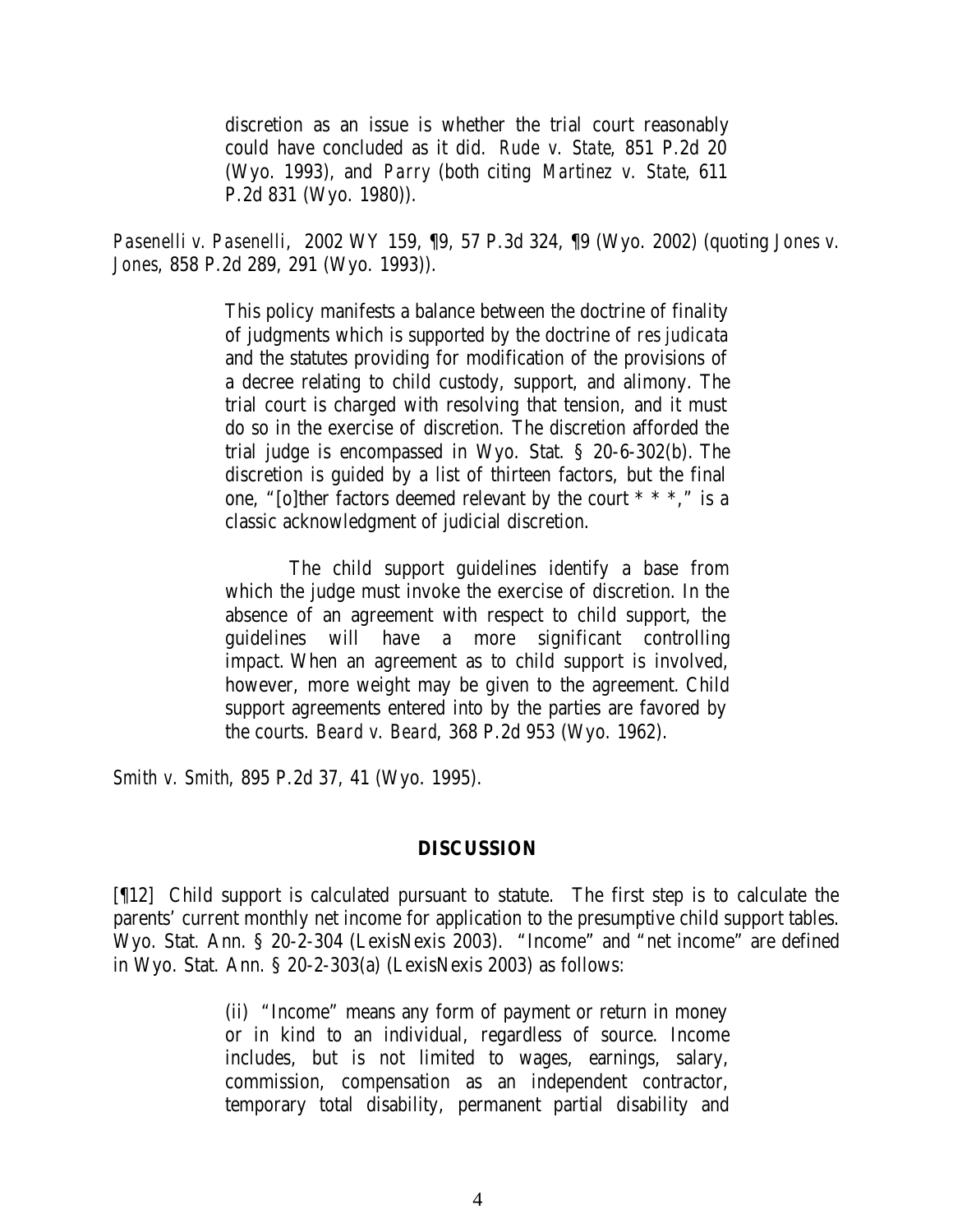> discretion as an issue is whether the trial court reasonably could have concluded as it did. *Rude v. State*, 851 P.2d 20 (Wyo. 1993), and *Parry* (both citing *Martinez v. State*, 611 P.2d 831 (Wyo. 1980)).

*Pasenelli v. Pasenelli*, 2002 WY 159, ¶9, 57 P.3d 324, ¶9 (Wyo. 2002) (quoting *Jones v. Jones*, 858 P.2d 289, 291 (Wyo. 1993)).

> This policy manifests a balance between the doctrine of finality of judgments which is supported by the doctrine of *res judicata* and the statutes providing for modification of the provisions of a decree relating to child custody, support, and alimony. The trial court is charged with resolving that tension, and it must do so in the exercise of discretion. The discretion afforded the trial judge is encompassed in Wyo. Stat. § 20-6-302(b). The discretion is guided by a list of thirteen factors, but the final one, "[o]ther factors deemed relevant by the court * * *," is a classic acknowledgment of judicial discretion.
>
> The child support guidelines identify a base from which the judge must invoke the exercise of discretion. In the absence of an agreement with respect to child support, the guidelines will have a more significant controlling impact. When an agreement as to child support is involved, however, more weight may be given to the agreement. Child support agreements entered into by the parties are favored by the courts. *Beard v. Beard*, 368 P.2d 953 (Wyo. 1962).

*Smith v. Smith*, 895 P.2d 37, 41 (Wyo. 1995).

## DISCUSSION

[¶12] Child support is calculated pursuant to statute. The first step is to calculate the parents' current monthly net income for application to the presumptive child support tables. Wyo. Stat. Ann. § 20-2-304 (LexisNexis 2003). "Income" and "net income" are defined in Wyo. Stat. Ann. § 20-2-303(a) (LexisNexis 2003) as follows:

> (ii) "Income" means any form of payment or return in money or in kind to an individual, regardless of source. Income includes, but is not limited to wages, earnings, salary, commission, compensation as an independent contractor, temporary total disability, permanent partial disability and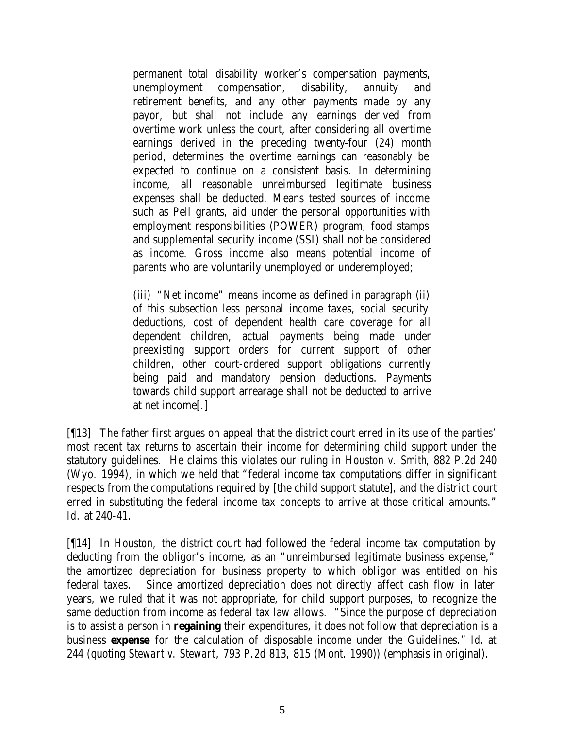> permanent total disability worker's compensation payments, unemployment compensation, disability, annuity and retirement benefits, and any other payments made by any payor, but shall not include any earnings derived from overtime work unless the court, after considering all overtime earnings derived in the preceding twenty-four (24) month period, determines the overtime earnings can reasonably be expected to continue on a consistent basis. In determining income, all reasonable unreimbursed legitimate business expenses shall be deducted. Means tested sources of income such as Pell grants, aid under the personal opportunities with employment responsibilities (POWER) program, food stamps and supplemental security income (SSI) shall not be considered as income. Gross income also means potential income of parents who are voluntarily unemployed or underemployed;
>
> (iii) "Net income" means income as defined in paragraph (ii) of this subsection less personal income taxes, social security deductions, cost of dependent health care coverage for all dependent children, actual payments being made under preexisting support orders for current support of other children, other court-ordered support obligations currently being paid and mandatory pension deductions. Payments towards child support arrearage shall not be deducted to arrive at net income[.]

[¶13] The father first argues on appeal that the district court erred in its use of the parties' most recent tax returns to ascertain their income for determining child support under the statutory guidelines. He claims this violates our ruling in *Houston v. Smith*, 882 P.2d 240 (Wyo. 1994), in which we held that "federal income tax computations differ in significant respects from the computations required by [the child support statute], and the district court erred in substituting the federal income tax concepts to arrive at those critical amounts." *Id.* at 240-41.

[¶14] In *Houston*, the district court had followed the federal income tax computation by deducting from the obligor's income, as an "unreimbursed legitimate business expense," the amortized depreciation for business property to which obligor was entitled on his federal taxes. Since amortized depreciation does not directly affect cash flow in later years, we ruled that it was not appropriate, for child support purposes, to recognize the same deduction from income as federal tax law allows. "Since the purpose of depreciation is to assist a person in **regaining** their expenditures, it does not follow that depreciation is a business **expense** for the calculation of disposable income under the Guidelines." *Id.* at 244 (quoting *Stewart v. Stewart*, 793 P.2d 813, 815 (Mont. 1990)) (emphasis in original).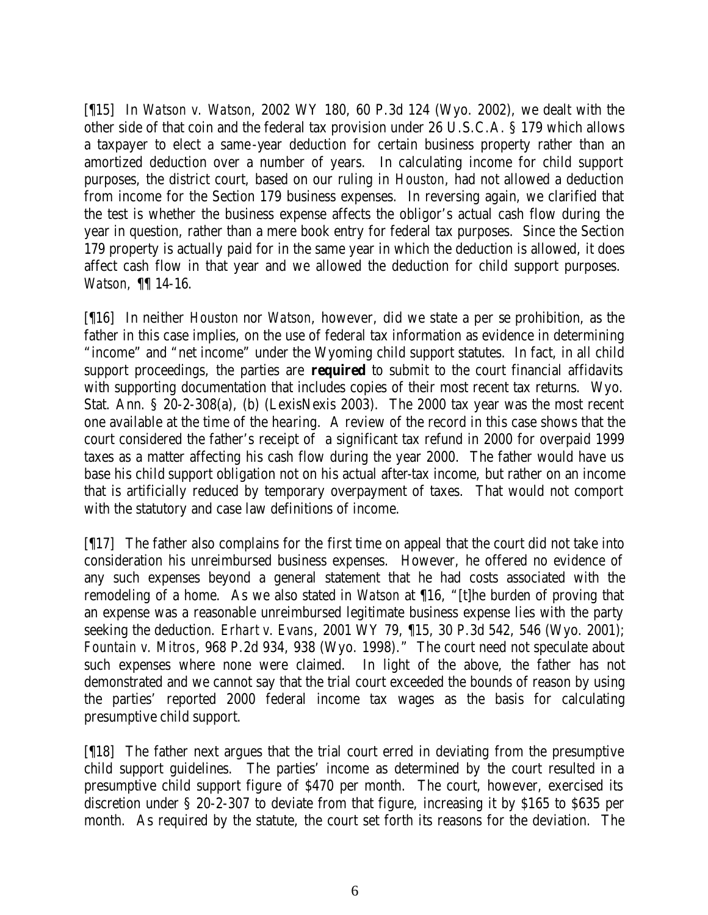[¶15] In *Watson v. Watson*, 2002 WY 180, 60 P.3d 124 (Wyo. 2002), we dealt with the other side of that coin and the federal tax provision under 26 U.S.C.A. § 179 which allows a taxpayer to elect a same-year deduction for certain business property rather than an amortized deduction over a number of years. In calculating income for child support purposes, the district court, based on our ruling in *Houston*, had not allowed a deduction from income for the Section 179 business expenses. In reversing again, we clarified that the test is whether the business expense affects the obligor's actual cash flow during the year in question, rather than a mere book entry for federal tax purposes. Since the Section 179 property is actually paid for in the same year in which the deduction is allowed, it does affect cash flow in that year and we allowed the deduction for child support purposes. *Watson*, ¶¶ 14-16.

[¶16] In neither *Houston* nor *Watson*, however, did we state a per se prohibition, as the father in this case implies, on the use of federal tax information as evidence in determining "income" and "net income" under the Wyoming child support statutes. In fact, in all child support proceedings, the parties are ***required*** to submit to the court financial affidavits with supporting documentation that includes copies of their most recent tax returns. Wyo. Stat. Ann. § 20-2-308(a), (b) (LexisNexis 2003). The 2000 tax year was the most recent one available at the time of the hearing. A review of the record in this case shows that the court considered the father's receipt of a significant tax refund in 2000 for overpaid 1999 taxes as a matter affecting his cash flow during the year 2000. The father would have us base his child support obligation not on his actual after-tax income, but rather on an income that is artificially reduced by temporary overpayment of taxes. That would not comport with the statutory and case law definitions of income.

[¶17] The father also complains for the first time on appeal that the court did not take into consideration his unreimbursed business expenses. However, he offered no evidence of any such expenses beyond a general statement that he had costs associated with the remodeling of a home. As we also stated in *Watson* at ¶16, "[t]he burden of proving that an expense was a reasonable unreimbursed legitimate business expense lies with the party seeking the deduction. *Erhart v. Evans*, 2001 WY 79, ¶15, 30 P.3d 542, 546 (Wyo. 2001); *Fountain v. Mitros*, 968 P.2d 934, 938 (Wyo. 1998)." The court need not speculate about such expenses where none were claimed. In light of the above, the father has not demonstrated and we cannot say that the trial court exceeded the bounds of reason by using the parties' reported 2000 federal income tax wages as the basis for calculating presumptive child support.

[¶18] The father next argues that the trial court erred in deviating from the presumptive child support guidelines. The parties' income as determined by the court resulted in a presumptive child support figure of $470 per month. The court, however, exercised its discretion under § 20-2-307 to deviate from that figure, increasing it by $165 to $635 per month. As required by the statute, the court set forth its reasons for the deviation. The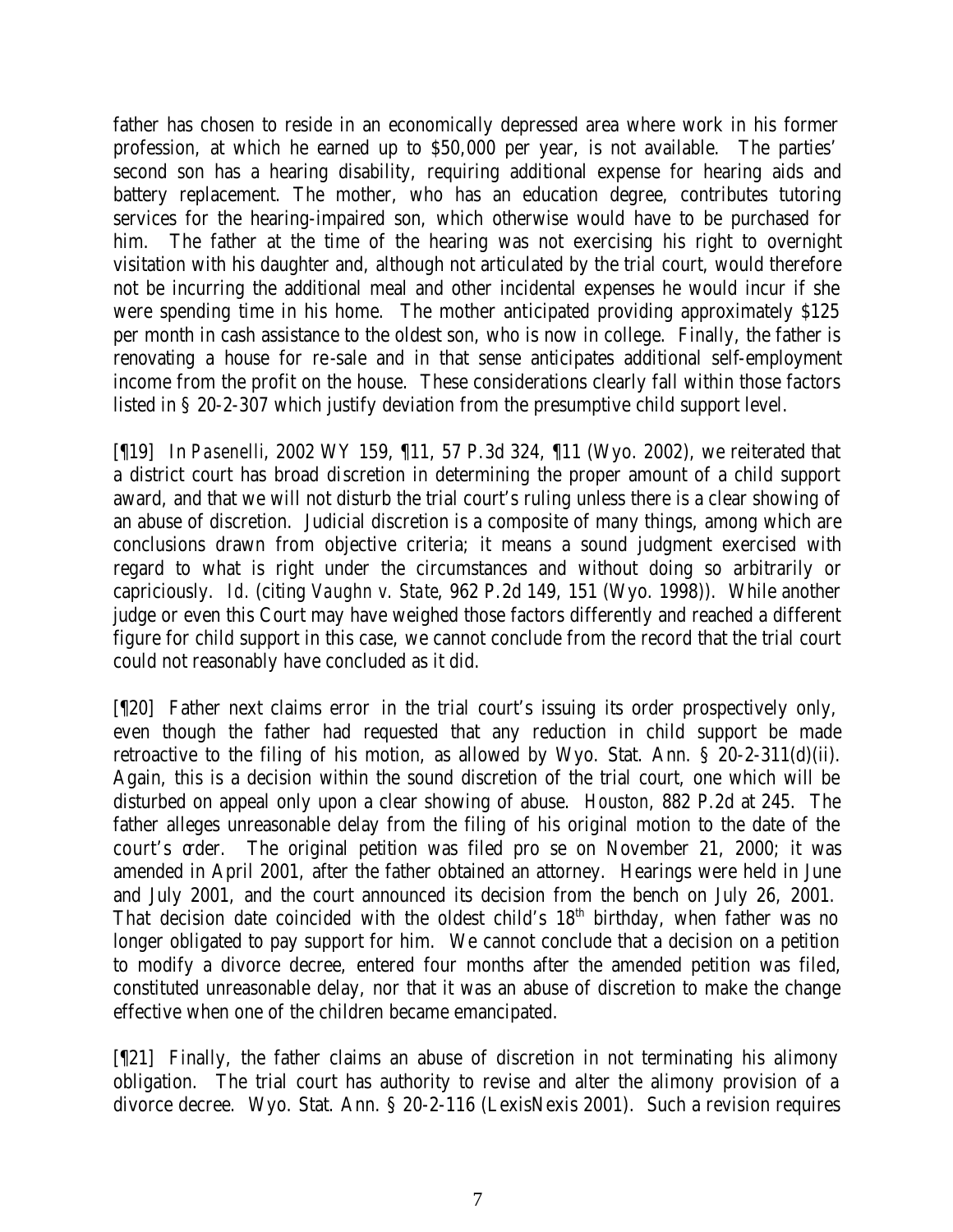father has chosen to reside in an economically depressed area where work in his former profession, at which he earned up to $50,000 per year, is not available. The parties' second son has a hearing disability, requiring additional expense for hearing aids and battery replacement. The mother, who has an education degree, contributes tutoring services for the hearing-impaired son, which otherwise would have to be purchased for him. The father at the time of the hearing was not exercising his right to overnight visitation with his daughter and, although not articulated by the trial court, would therefore not be incurring the additional meal and other incidental expenses he would incur if she were spending time in his home. The mother anticipated providing approximately $125 per month in cash assistance to the oldest son, who is now in college. Finally, the father is renovating a house for re-sale and in that sense anticipates additional self-employment income from the profit on the house. These considerations clearly fall within those factors listed in § 20-2-307 which justify deviation from the presumptive child support level.

[¶19] In *Pasenelli*, 2002 WY 159, ¶11, 57 P.3d 324, ¶11 (Wyo. 2002), we reiterated that a district court has broad discretion in determining the proper amount of a child support award, and that we will not disturb the trial court's ruling unless there is a clear showing of an abuse of discretion. Judicial discretion is a composite of many things, among which are conclusions drawn from objective criteria; it means a sound judgment exercised with regard to what is right under the circumstances and without doing so arbitrarily or capriciously. *Id.* (citing *Vaughn v. State*, 962 P.2d 149, 151 (Wyo. 1998)). While another judge or even this Court may have weighed those factors differently and reached a different figure for child support in this case, we cannot conclude from the record that the trial court could not reasonably have concluded as it did.

[¶20] Father next claims error in the trial court's issuing its order prospectively only, even though the father had requested that any reduction in child support be made retroactive to the filing of his motion, as allowed by Wyo. Stat. Ann. § 20-2-311(d)(ii). Again, this is a decision within the sound discretion of the trial court, one which will be disturbed on appeal only upon a clear showing of abuse. *Houston*, 882 P.2d at 245. The father alleges unreasonable delay from the filing of his original motion to the date of the court's order. The original petition was filed pro se on November 21, 2000; it was amended in April 2001, after the father obtained an attorney. Hearings were held in June and July 2001, and the court announced its decision from the bench on July 26, 2001. That decision date coincided with the oldest child's 18th birthday, when father was no longer obligated to pay support for him. We cannot conclude that a decision on a petition to modify a divorce decree, entered four months after the amended petition was filed, constituted unreasonable delay, nor that it was an abuse of discretion to make the change effective when one of the children became emancipated.

[¶21] Finally, the father claims an abuse of discretion in not terminating his alimony obligation. The trial court has authority to revise and alter the alimony provision of a divorce decree. Wyo. Stat. Ann. § 20-2-116 (LexisNexis 2001). Such a revision requires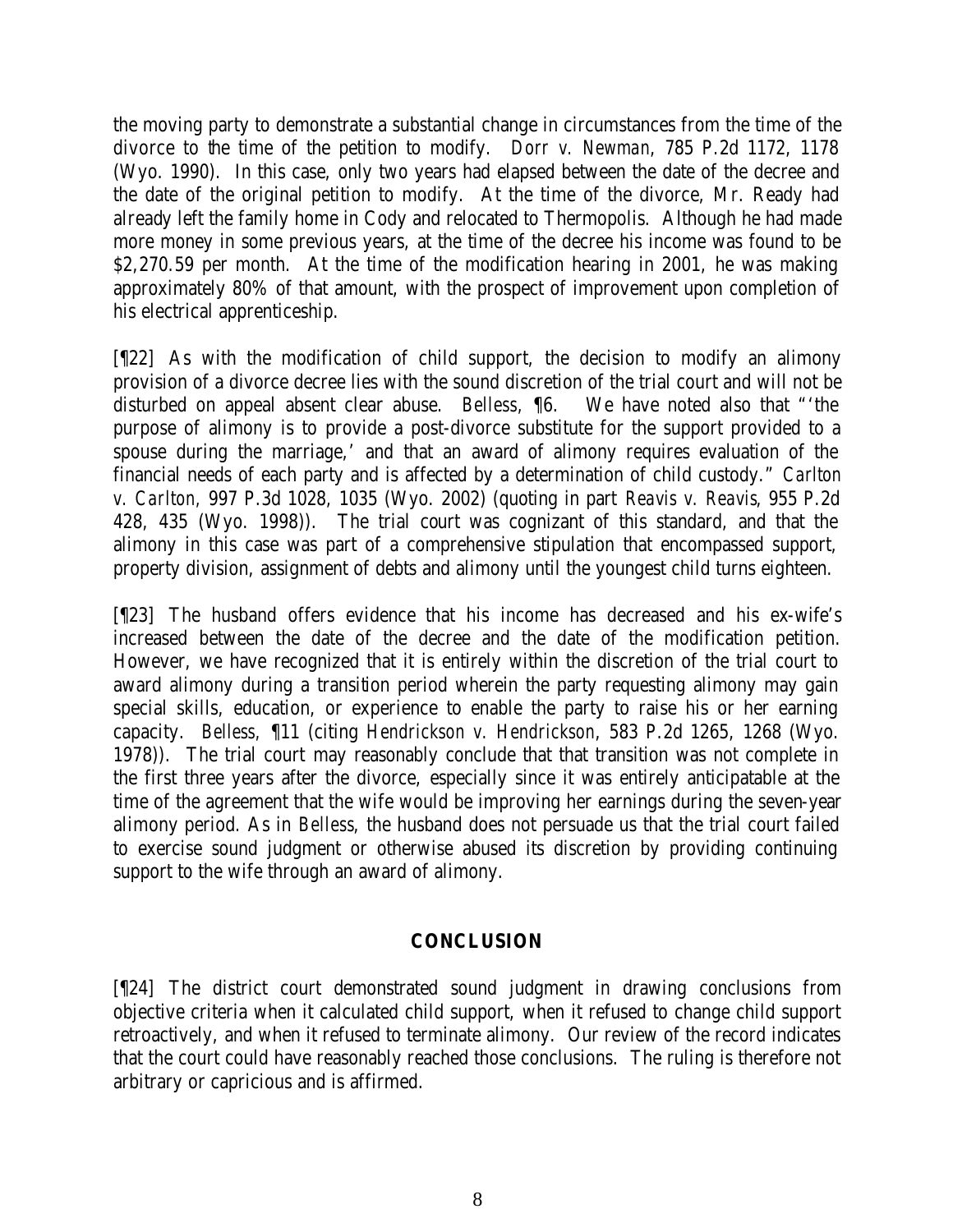the moving party to demonstrate a substantial change in circumstances from the time of the divorce to the time of the petition to modify. *Dorr v. Newman*, 785 P.2d 1172, 1178 (Wyo. 1990). In this case, only two years had elapsed between the date of the decree and the date of the original petition to modify. At the time of the divorce, Mr. Ready had already left the family home in Cody and relocated to Thermopolis. Although he had made more money in some previous years, at the time of the decree his income was found to be $2,270.59 per month. At the time of the modification hearing in 2001, he was making approximately 80% of that amount, with the prospect of improvement upon completion of his electrical apprenticeship.

[¶22] As with the modification of child support, the decision to modify an alimony provision of a divorce decree lies with the sound discretion of the trial court and will not be disturbed on appeal absent clear abuse. *Belless*, ¶6. We have noted also that "'the purpose of alimony is to provide a post-divorce substitute for the support provided to a spouse during the marriage,' and that an award of alimony requires evaluation of the financial needs of each party and is affected by a determination of child custody." *Carlton v. Carlton*, 997 P.3d 1028, 1035 (Wyo. 2002) (quoting in part *Reavis v. Reavis*, 955 P.2d 428, 435 (Wyo. 1998)). The trial court was cognizant of this standard, and that the alimony in this case was part of a comprehensive stipulation that encompassed support, property division, assignment of debts and alimony until the youngest child turns eighteen.

[¶23] The husband offers evidence that his income has decreased and his ex-wife's increased between the date of the decree and the date of the modification petition. However, we have recognized that it is entirely within the discretion of the trial court to award alimony during a transition period wherein the party requesting alimony may gain special skills, education, or experience to enable the party to raise his or her earning capacity. *Belless*, ¶11 (citing *Hendrickson v. Hendrickson*, 583 P.2d 1265, 1268 (Wyo. 1978)). The trial court may reasonably conclude that that transition was not complete in the first three years after the divorce, especially since it was entirely anticipatable at the time of the agreement that the wife would be improving her earnings during the seven-year alimony period. As in *Belless*, the husband does not persuade us that the trial court failed to exercise sound judgment or otherwise abused its discretion by providing continuing support to the wife through an award of alimony.

## CONCLUSION

[¶24] The district court demonstrated sound judgment in drawing conclusions from objective criteria when it calculated child support, when it refused to change child support retroactively, and when it refused to terminate alimony. Our review of the record indicates that the court could have reasonably reached those conclusions. The ruling is therefore not arbitrary or capricious and is affirmed.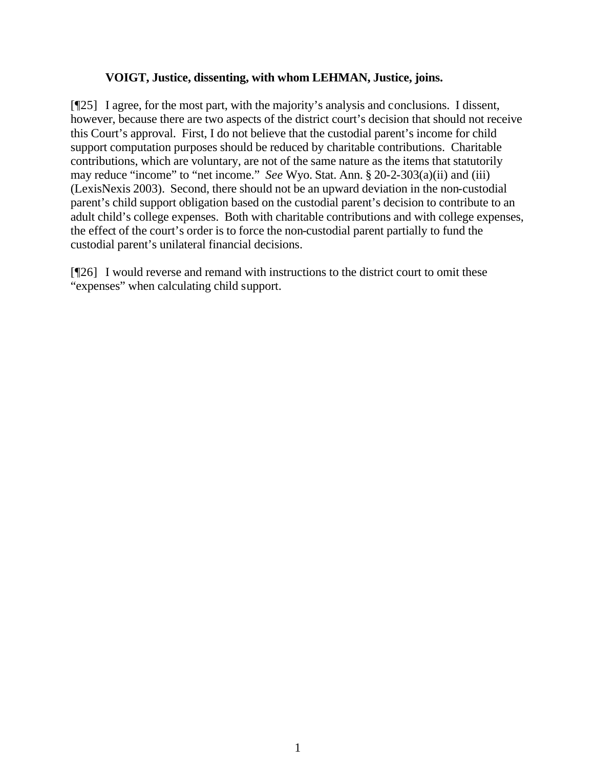**VOIGT, Justice, dissenting, with whom LEHMAN, Justice, joins.**

[¶25] I agree, for the most part, with the majority's analysis and conclusions. I dissent, however, because there are two aspects of the district court's decision that should not receive this Court's approval. First, I do not believe that the custodial parent's income for child support computation purposes should be reduced by charitable contributions. Charitable contributions, which are voluntary, are not of the same nature as the items that statutorily may reduce "income" to "net income." *See* Wyo. Stat. Ann. § 20-2-303(a)(ii) and (iii) (LexisNexis 2003). Second, there should not be an upward deviation in the non-custodial parent's child support obligation based on the custodial parent's decision to contribute to an adult child's college expenses. Both with charitable contributions and with college expenses, the effect of the court's order is to force the non-custodial parent partially to fund the custodial parent's unilateral financial decisions.

[¶26] I would reverse and remand with instructions to the district court to omit these "expenses" when calculating child support.